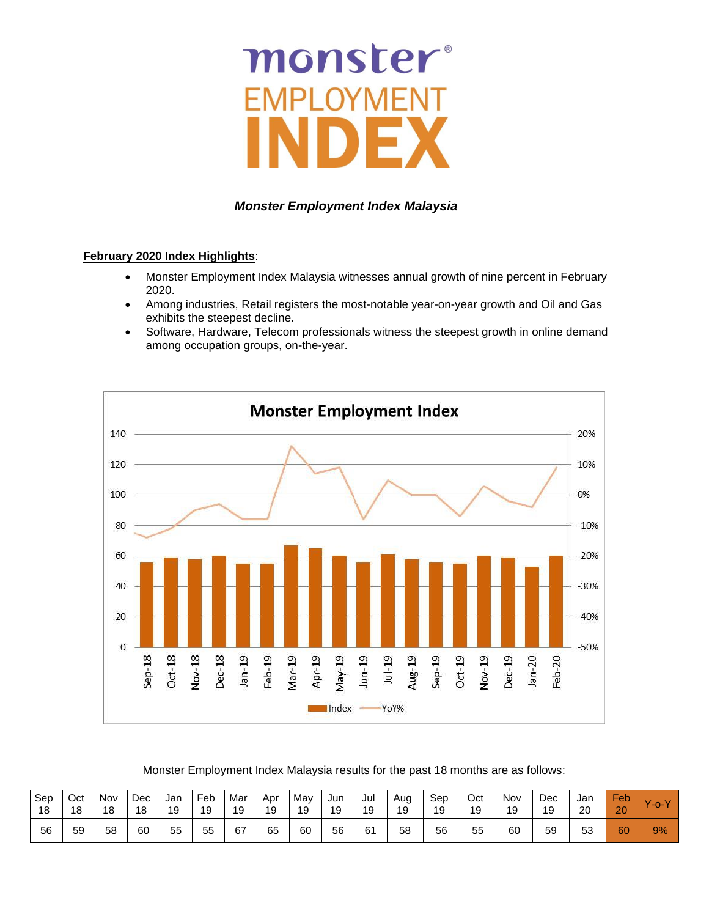# monster® EMPLOYMENT INDEX

***Monster Employment Index Malaysia***

**February 2020 Index Highlights**:

- Monster Employment Index Malaysia witnesses annual growth of nine percent in February 2020.
- Among industries, Retail registers the most-notable year-on-year growth and Oil and Gas exhibits the steepest decline.
- Software, Hardware, Telecom professionals witness the steepest growth in online demand among occupation groups, on-the-year.

Monster Employment Index Malaysia results for the past 18 months are as follows:

| Sep 18 | Oct 18 | Nov 18 | Dec 18 | Jan 19 | Feb 19 | Mar 19 | Apr 19 | May 19 | Jun 19 | Jul 19 | Aug 19 | Sep 19 | Oct 19 | Nov 19 | Dec 19 | Jan 20 | Feb 20 | Y-o-Y |
|---|---|---|---|---|---|---|---|---|---|---|---|---|---|---|---|---|---|---|
| 56 | 59 | 58 | 60 | 55 | 55 | 67 | 65 | 60 | 56 | 61 | 58 | 56 | 55 | 60 | 59 | 53 | 60 | 9% |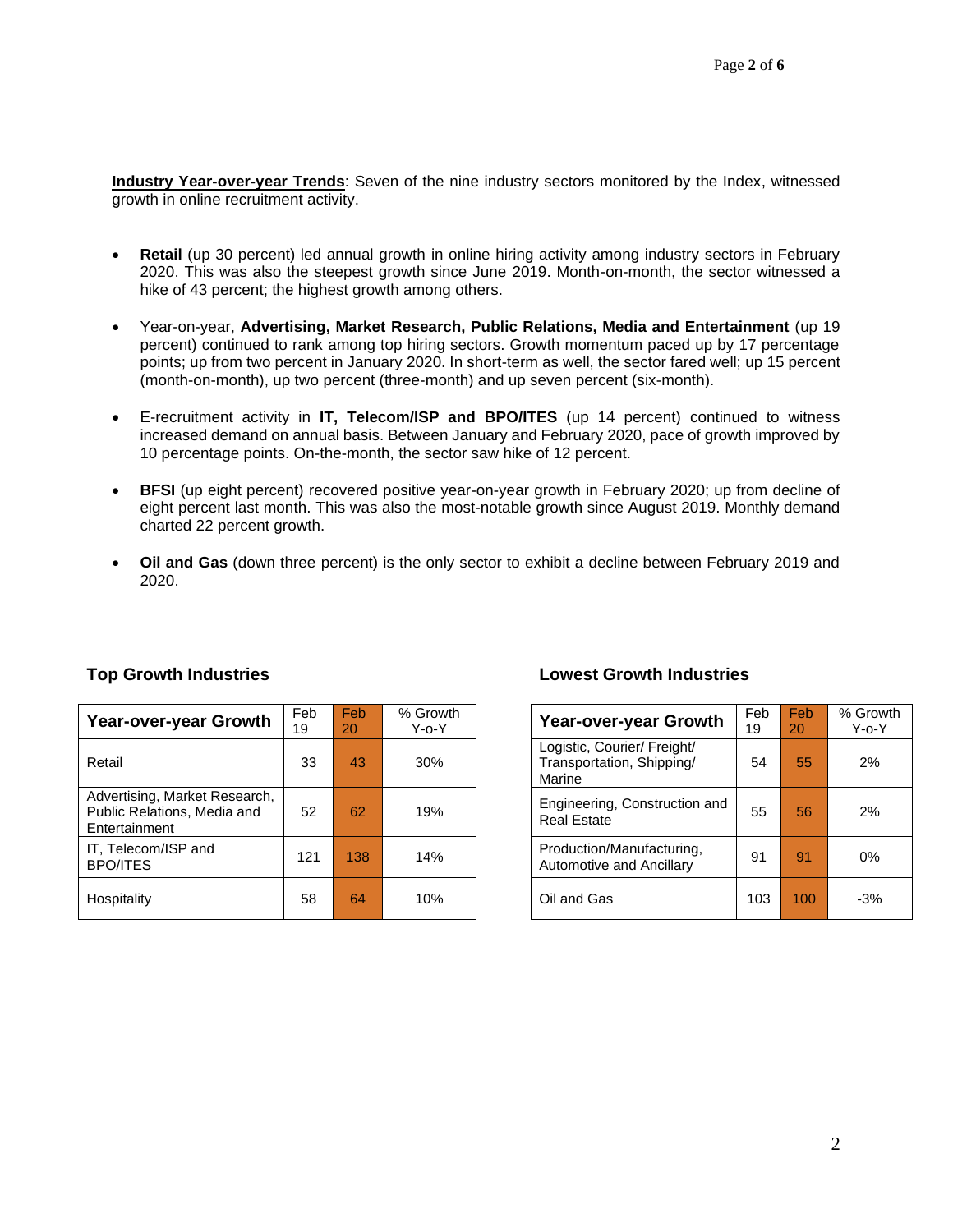**Industry Year-over-year Trends**: Seven of the nine industry sectors monitored by the Index, witnessed growth in online recruitment activity.

- **Retail** (up 30 percent) led annual growth in online hiring activity among industry sectors in February 2020. This was also the steepest growth since June 2019. Month-on-month, the sector witnessed a hike of 43 percent; the highest growth among others.
- Year-on-year, **Advertising, Market Research, Public Relations, Media and Entertainment** (up 19 percent) continued to rank among top hiring sectors. Growth momentum paced up by 17 percentage points; up from two percent in January 2020. In short-term as well, the sector fared well; up 15 percent (month-on-month), up two percent (three-month) and up seven percent (six-month).
- E-recruitment activity in **IT, Telecom/ISP and BPO/ITES** (up 14 percent) continued to witness increased demand on annual basis. Between January and February 2020, pace of growth improved by 10 percentage points. On-the-month, the sector saw hike of 12 percent.
- **BFSI** (up eight percent) recovered positive year-on-year growth in February 2020; up from decline of eight percent last month. This was also the most-notable growth since August 2019. Monthly demand charted 22 percent growth.
- **Oil and Gas** (down three percent) is the only sector to exhibit a decline between February 2019 and 2020.

### Top Growth Industries

| Year-over-year Growth | Feb 19 | Feb 20 | % Growth Y-o-Y |
|---|---|---|---|
| Retail | 33 | 43 | 30% |
| Advertising, Market Research, Public Relations, Media and Entertainment | 52 | 62 | 19% |
| IT, Telecom/ISP and BPO/ITES | 121 | 138 | 14% |
| Hospitality | 58 | 64 | 10% |

### Lowest Growth Industries

| Year-over-year Growth | Feb 19 | Feb 20 | % Growth Y-o-Y |
|---|---|---|---|
| Logistic, Courier/ Freight/ Transportation, Shipping/ Marine | 54 | 55 | 2% |
| Engineering, Construction and Real Estate | 55 | 56 | 2% |
| Production/Manufacturing, Automotive and Ancillary | 91 | 91 | 0% |
| Oil and Gas | 103 | 100 | -3% |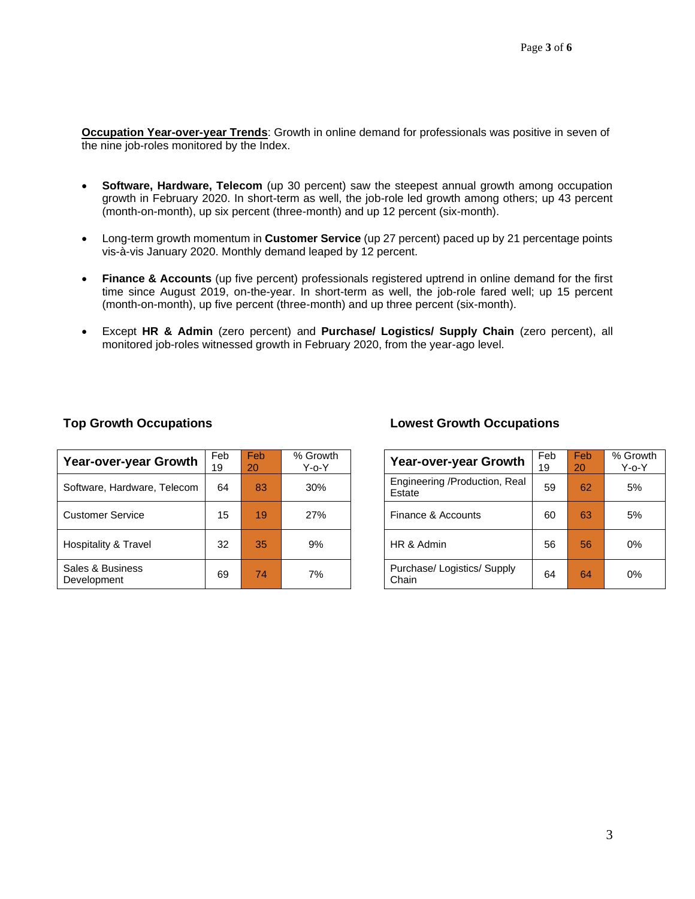**Occupation Year-over-year Trends**: Growth in online demand for professionals was positive in seven of the nine job-roles monitored by the Index.

- **Software, Hardware, Telecom** (up 30 percent) saw the steepest annual growth among occupation growth in February 2020. In short-term as well, the job-role led growth among others; up 43 percent (month-on-month), up six percent (three-month) and up 12 percent (six-month).
- Long-term growth momentum in **Customer Service** (up 27 percent) paced up by 21 percentage points vis-à-vis January 2020. Monthly demand leaped by 12 percent.
- **Finance & Accounts** (up five percent) professionals registered uptrend in online demand for the first time since August 2019, on-the-year. In short-term as well, the job-role fared well; up 15 percent (month-on-month), up five percent (three-month) and up three percent (six-month).
- Except **HR & Admin** (zero percent) and **Purchase/ Logistics/ Supply Chain** (zero percent), all monitored job-roles witnessed growth in February 2020, from the year-ago level.

### Top Growth Occupations

| Year-over-year Growth | Feb 19 | Feb 20 | % Growth Y-o-Y |
|---|---|---|---|
| Software, Hardware, Telecom | 64 | 83 | 30% |
| Customer Service | 15 | 19 | 27% |
| Hospitality & Travel | 32 | 35 | 9% |
| Sales & Business Development | 69 | 74 | 7% |

### Lowest Growth Occupations

| Year-over-year Growth | Feb 19 | Feb 20 | % Growth Y-o-Y |
|---|---|---|---|
| Engineering /Production, Real Estate | 59 | 62 | 5% |
| Finance & Accounts | 60 | 63 | 5% |
| HR & Admin | 56 | 56 | 0% |
| Purchase/ Logistics/ Supply Chain | 64 | 64 | 0% |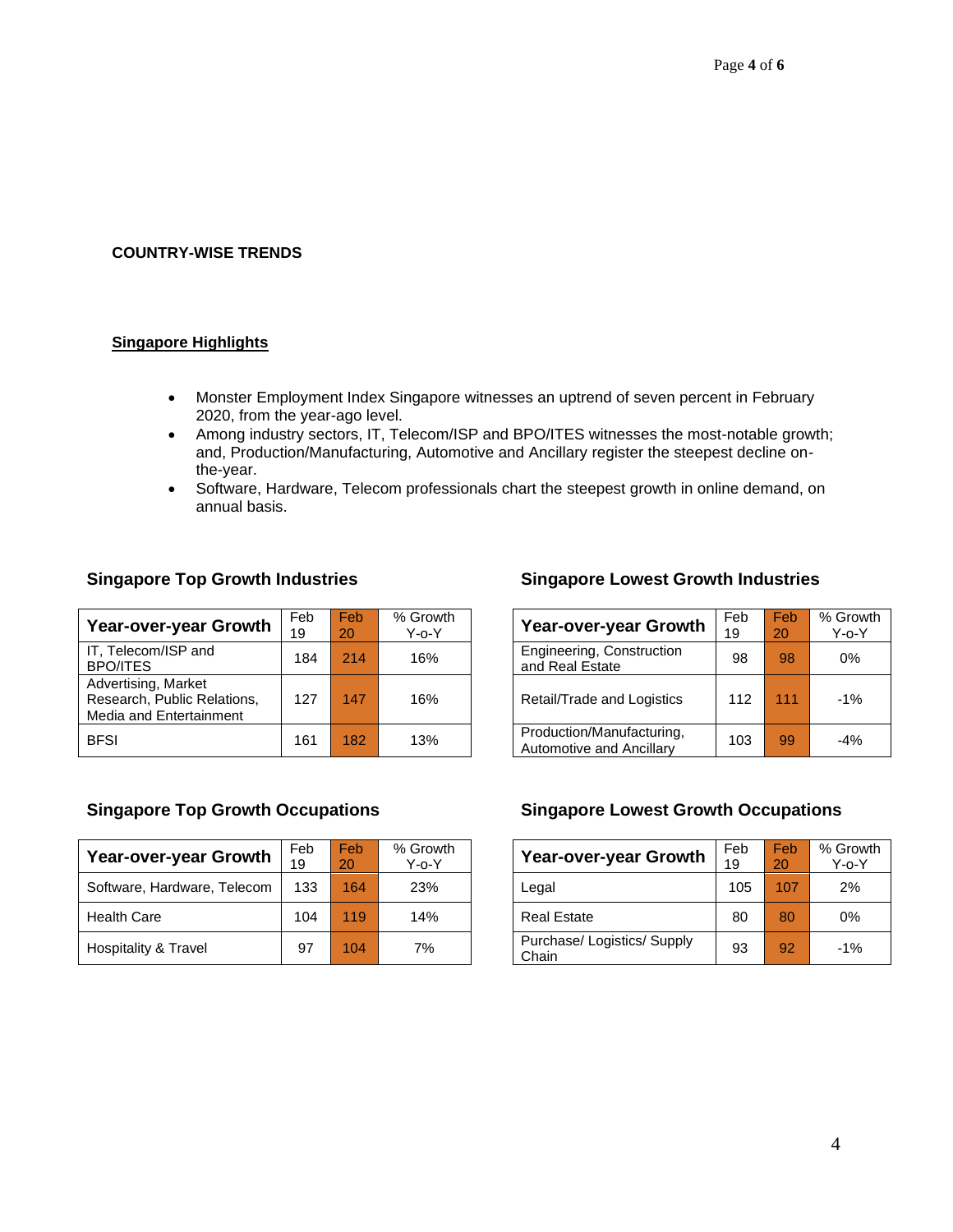**COUNTRY-WISE TRENDS**

## Singapore Highlights

- Monster Employment Index Singapore witnesses an uptrend of seven percent in February 2020, from the year-ago level.
- Among industry sectors, IT, Telecom/ISP and BPO/ITES witnesses the most-notable growth; and, Production/Manufacturing, Automotive and Ancillary register the steepest decline on-the-year.
- Software, Hardware, Telecom professionals chart the steepest growth in online demand, on annual basis.

### Singapore Top Growth Industries

| Year-over-year Growth | Feb 19 | Feb 20 | % Growth Y-o-Y |
| --- | --- | --- | --- |
| IT, Telecom/ISP and BPO/ITES | 184 | 214 | 16% |
| Advertising, Market Research, Public Relations, Media and Entertainment | 127 | 147 | 16% |
| BFSI | 161 | 182 | 13% |

### Singapore Lowest Growth Industries

| Year-over-year Growth | Feb 19 | Feb 20 | % Growth Y-o-Y |
| --- | --- | --- | --- |
| Engineering, Construction and Real Estate | 98 | 98 | 0% |
| Retail/Trade and Logistics | 112 | 111 | -1% |
| Production/Manufacturing, Automotive and Ancillary | 103 | 99 | -4% |

### Singapore Top Growth Occupations

| Year-over-year Growth | Feb 19 | Feb 20 | % Growth Y-o-Y |
| --- | --- | --- | --- |
| Software, Hardware, Telecom | 133 | 164 | 23% |
| Health Care | 104 | 119 | 14% |
| Hospitality & Travel | 97 | 104 | 7% |

### Singapore Lowest Growth Occupations

| Year-over-year Growth | Feb 19 | Feb 20 | % Growth Y-o-Y |
| --- | --- | --- | --- |
| Legal | 105 | 107 | 2% |
| Real Estate | 80 | 80 | 0% |
| Purchase/ Logistics/ Supply Chain | 93 | 92 | -1% |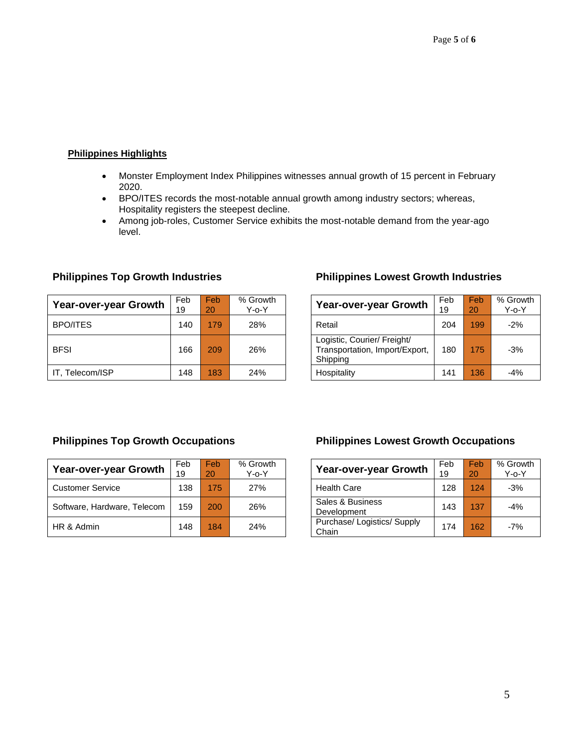## Philippines Highlights

- Monster Employment Index Philippines witnesses annual growth of 15 percent in February 2020.
- BPO/ITES records the most-notable annual growth among industry sectors; whereas, Hospitality registers the steepest decline.
- Among job-roles, Customer Service exhibits the most-notable demand from the year-ago level.

### Philippines Top Growth Industries

| Year-over-year Growth | Feb 19 | Feb 20 | % Growth Y-o-Y |
|---|---|---|---|
| BPO/ITES | 140 | 179 | 28% |
| BFSI | 166 | 209 | 26% |
| IT, Telecom/ISP | 148 | 183 | 24% |

### Philippines Lowest Growth Industries

| Year-over-year Growth | Feb 19 | Feb 20 | % Growth Y-o-Y |
|---|---|---|---|
| Retail | 204 | 199 | -2% |
| Logistic, Courier/ Freight/ Transportation, Import/Export, Shipping | 180 | 175 | -3% |
| Hospitality | 141 | 136 | -4% |

### Philippines Top Growth Occupations

| Year-over-year Growth | Feb 19 | Feb 20 | % Growth Y-o-Y |
|---|---|---|---|
| Customer Service | 138 | 175 | 27% |
| Software, Hardware, Telecom | 159 | 200 | 26% |
| HR & Admin | 148 | 184 | 24% |

### Philippines Lowest Growth Occupations

| Year-over-year Growth | Feb 19 | Feb 20 | % Growth Y-o-Y |
|---|---|---|---|
| Health Care | 128 | 124 | -3% |
| Sales & Business Development | 143 | 137 | -4% |
| Purchase/ Logistics/ Supply Chain | 174 | 162 | -7% |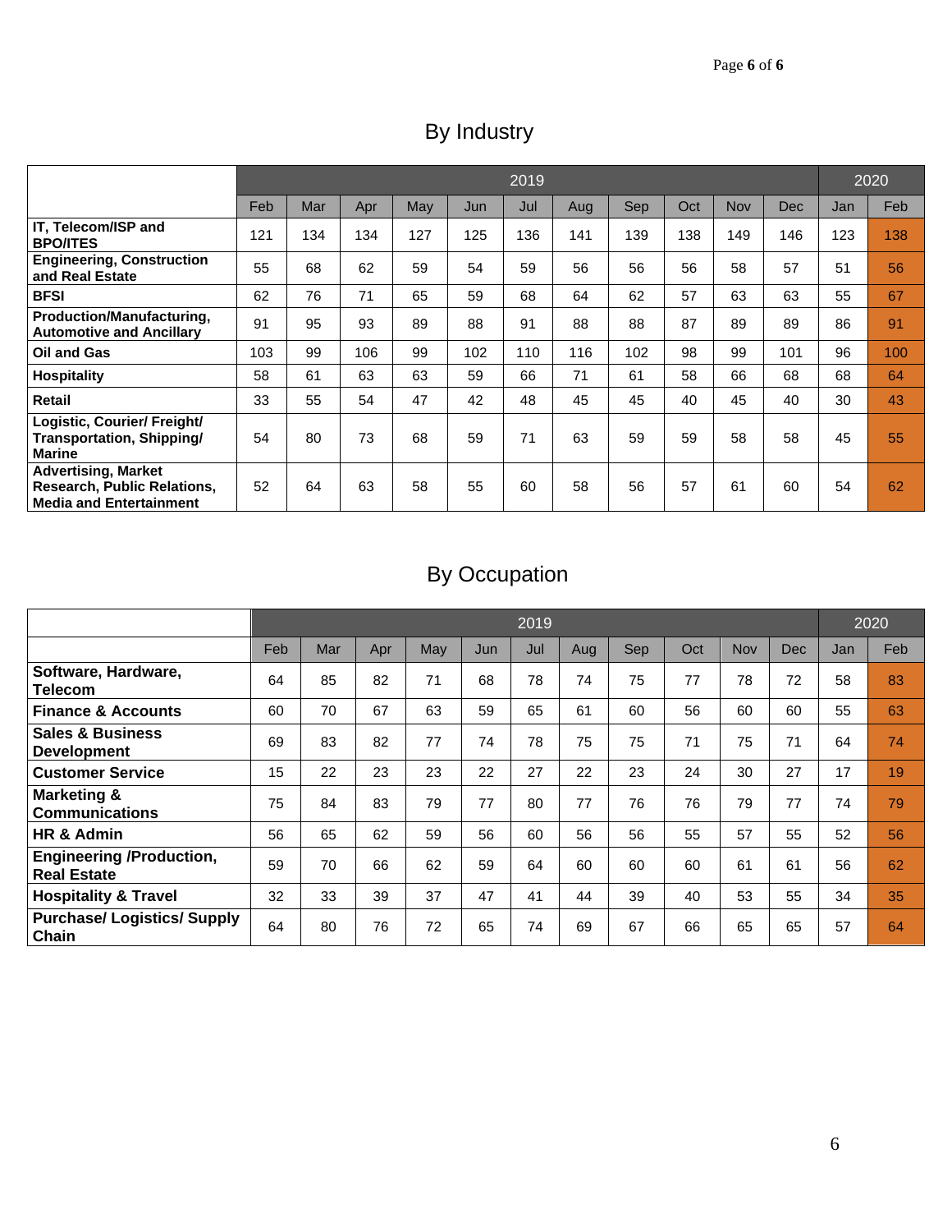## By Industry

| | 2019 | | | | | | | | | | | 2020 | |
|---|---|---|---|---|---|---|---|---|---|---|---|---|---|
| | Feb | Mar | Apr | May | Jun | Jul | Aug | Sep | Oct | Nov | Dec | Jan | Feb |
| **IT, Telecom/ISP and BPO/ITES** | 121 | 134 | 134 | 127 | 125 | 136 | 141 | 139 | 138 | 149 | 146 | 123 | 138 |
| **Engineering, Construction and Real Estate** | 55 | 68 | 62 | 59 | 54 | 59 | 56 | 56 | 56 | 58 | 57 | 51 | 56 |
| **BFSI** | 62 | 76 | 71 | 65 | 59 | 68 | 64 | 62 | 57 | 63 | 63 | 55 | 67 |
| **Production/Manufacturing, Automotive and Ancillary** | 91 | 95 | 93 | 89 | 88 | 91 | 88 | 88 | 87 | 89 | 89 | 86 | 91 |
| **Oil and Gas** | 103 | 99 | 106 | 99 | 102 | 110 | 116 | 102 | 98 | 99 | 101 | 96 | 100 |
| **Hospitality** | 58 | 61 | 63 | 63 | 59 | 66 | 71 | 61 | 58 | 66 | 68 | 68 | 64 |
| **Retail** | 33 | 55 | 54 | 47 | 42 | 48 | 45 | 45 | 40 | 45 | 40 | 30 | 43 |
| **Logistic, Courier/ Freight/ Transportation, Shipping/ Marine** | 54 | 80 | 73 | 68 | 59 | 71 | 63 | 59 | 59 | 58 | 58 | 45 | 55 |
| **Advertising, Market Research, Public Relations, Media and Entertainment** | 52 | 64 | 63 | 58 | 55 | 60 | 58 | 56 | 57 | 61 | 60 | 54 | 62 |

## By Occupation

| | 2019 | | | | | | | | | | | 2020 | |
|---|---|---|---|---|---|---|---|---|---|---|---|---|---|
| | Feb | Mar | Apr | May | Jun | Jul | Aug | Sep | Oct | Nov | Dec | Jan | Feb |
| **Software, Hardware, Telecom** | 64 | 85 | 82 | 71 | 68 | 78 | 74 | 75 | 77 | 78 | 72 | 58 | 83 |
| **Finance & Accounts** | 60 | 70 | 67 | 63 | 59 | 65 | 61 | 60 | 56 | 60 | 60 | 55 | 63 |
| **Sales & Business Development** | 69 | 83 | 82 | 77 | 74 | 78 | 75 | 75 | 71 | 75 | 71 | 64 | 74 |
| **Customer Service** | 15 | 22 | 23 | 23 | 22 | 27 | 22 | 23 | 24 | 30 | 27 | 17 | 19 |
| **Marketing & Communications** | 75 | 84 | 83 | 79 | 77 | 80 | 77 | 76 | 76 | 79 | 77 | 74 | 79 |
| **HR & Admin** | 56 | 65 | 62 | 59 | 56 | 60 | 56 | 56 | 55 | 57 | 55 | 52 | 56 |
| **Engineering /Production, Real Estate** | 59 | 70 | 66 | 62 | 59 | 64 | 60 | 60 | 60 | 61 | 61 | 56 | 62 |
| **Hospitality & Travel** | 32 | 33 | 39 | 37 | 47 | 41 | 44 | 39 | 40 | 53 | 55 | 34 | 35 |
| **Purchase/ Logistics/ Supply Chain** | 64 | 80 | 76 | 72 | 65 | 74 | 69 | 67 | 66 | 65 | 65 | 57 | 64 |